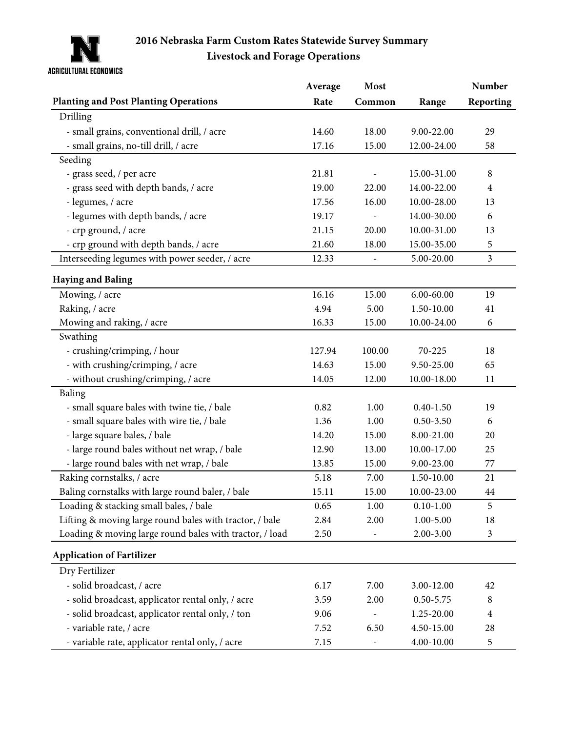# 2016 Nebraska Farm Custom Rates Statewide Survey Summary
## Livestock and Forage Operations

AGRICULTURAL ECONOMICS

| Planting and Post Planting Operations | Average Rate | Most Common | Range | Number Reporting |
|---|---|---|---|---|
| Drilling | | | | |
| - small grains, conventional drill, / acre | 14.60 | 18.00 | 9.00-22.00 | 29 |
| - small grains, no-till drill, / acre | 17.16 | 15.00 | 12.00-24.00 | 58 |
| Seeding | | | | |
| - grass seed, / per acre | 21.81 | - | 15.00-31.00 | 8 |
| - grass seed with depth bands, / acre | 19.00 | 22.00 | 14.00-22.00 | 4 |
| - legumes, / acre | 17.56 | 16.00 | 10.00-28.00 | 13 |
| - legumes with depth bands, / acre | 19.17 | - | 14.00-30.00 | 6 |
| - crp ground, / acre | 21.15 | 20.00 | 10.00-31.00 | 13 |
| - crp ground with depth bands, / acre | 21.60 | 18.00 | 15.00-35.00 | 5 |
| Interseeding legumes with power seeder, / acre | 12.33 | - | 5.00-20.00 | 3 |
| **Haying and Baling** | | | | |
| Mowing, / acre | 16.16 | 15.00 | 6.00-60.00 | 19 |
| Raking, / acre | 4.94 | 5.00 | 1.50-10.00 | 41 |
| Mowing and raking, / acre | 16.33 | 15.00 | 10.00-24.00 | 6 |
| Swathing | | | | |
| - crushing/crimping, / hour | 127.94 | 100.00 | 70-225 | 18 |
| - with crushing/crimping, / acre | 14.63 | 15.00 | 9.50-25.00 | 65 |
| - without crushing/crimping, / acre | 14.05 | 12.00 | 10.00-18.00 | 11 |
| Baling | | | | |
| - small square bales with twine tie, / bale | 0.82 | 1.00 | 0.40-1.50 | 19 |
| - small square bales with wire tie, / bale | 1.36 | 1.00 | 0.50-3.50 | 6 |
| - large square bales, / bale | 14.20 | 15.00 | 8.00-21.00 | 20 |
| - large round bales without net wrap, / bale | 12.90 | 13.00 | 10.00-17.00 | 25 |
| - large round bales with net wrap, / bale | 13.85 | 15.00 | 9.00-23.00 | 77 |
| Raking cornstalks, / acre | 5.18 | 7.00 | 1.50-10.00 | 21 |
| Baling cornstalks with large round baler, / bale | 15.11 | 15.00 | 10.00-23.00 | 44 |
| Loading & stacking small bales, / bale | 0.65 | 1.00 | 0.10-1.00 | 5 |
| Lifting & moving large round bales with tractor, / bale | 2.84 | 2.00 | 1.00-5.00 | 18 |
| Loading & moving large round bales with tractor, / load | 2.50 | - | 2.00-3.00 | 3 |
| **Application of Fartilizer** | | | | |
| Dry Fertilizer | | | | |
| - solid broadcast, / acre | 6.17 | 7.00 | 3.00-12.00 | 42 |
| - solid broadcast, applicator rental only, / acre | 3.59 | 2.00 | 0.50-5.75 | 8 |
| - solid broadcast, applicator rental only, / ton | 9.06 | - | 1.25-20.00 | 4 |
| - variable rate, / acre | 7.52 | 6.50 | 4.50-15.00 | 28 |
| - variable rate, applicator rental only, / acre | 7.15 | - | 4.00-10.00 | 5 |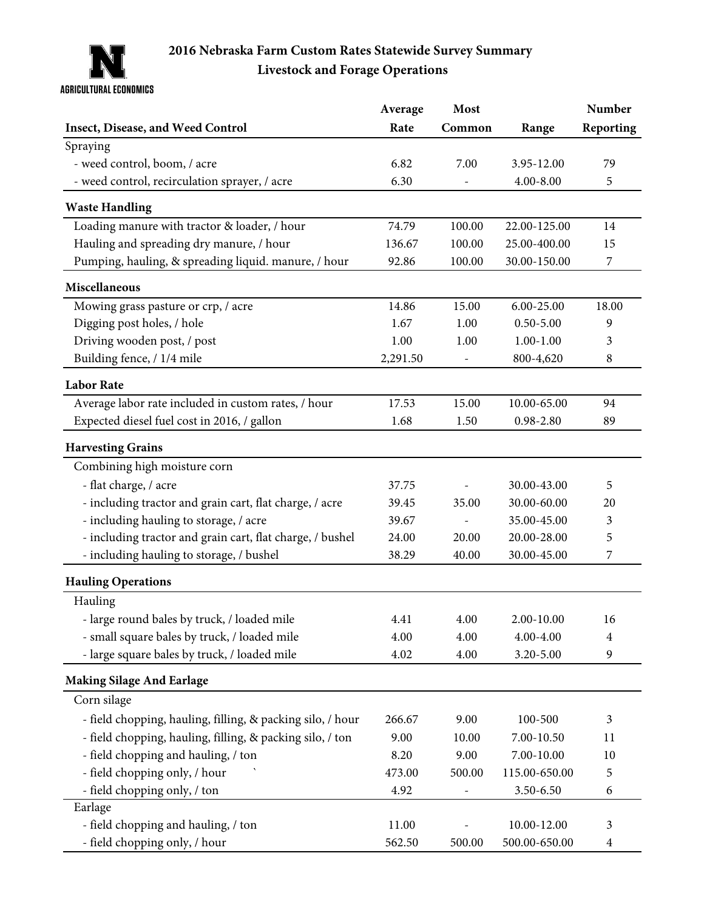# 2016 Nebraska Farm Custom Rates Statewide Survey Summary

## Livestock and Forage Operations

AGRICULTURAL ECONOMICS

| Insect, Disease, and Weed Control | Average Rate | Most Common | Range | Number Reporting |
|---|---|---|---|---|
| Spraying | | | | |
| - weed control, boom, / acre | 6.82 | 7.00 | 3.95-12.00 | 79 |
| - weed control, recirculation sprayer, / acre | 6.30 | - | 4.00-8.00 | 5 |
| **Waste Handling** | | | | |
| Loading manure with tractor & loader, / hour | 74.79 | 100.00 | 22.00-125.00 | 14 |
| Hauling and spreading dry manure, / hour | 136.67 | 100.00 | 25.00-400.00 | 15 |
| Pumping, hauling, & spreading liquid. manure, / hour | 92.86 | 100.00 | 30.00-150.00 | 7 |
| **Miscellaneous** | | | | |
| Mowing grass pasture or crp, / acre | 14.86 | 15.00 | 6.00-25.00 | 18.00 |
| Digging post holes, / hole | 1.67 | 1.00 | 0.50-5.00 | 9 |
| Driving wooden post, / post | 1.00 | 1.00 | 1.00-1.00 | 3 |
| Building fence, / 1/4 mile | 2,291.50 | - | 800-4,620 | 8 |
| **Labor Rate** | | | | |
| Average labor rate included in custom rates, / hour | 17.53 | 15.00 | 10.00-65.00 | 94 |
| Expected diesel fuel cost in 2016, / gallon | 1.68 | 1.50 | 0.98-2.80 | 89 |
| **Harvesting Grains** | | | | |
| Combining high moisture corn | | | | |
| - flat charge, / acre | 37.75 | - | 30.00-43.00 | 5 |
| - including tractor and grain cart, flat charge, / acre | 39.45 | 35.00 | 30.00-60.00 | 20 |
| - including hauling to storage, / acre | 39.67 | - | 35.00-45.00 | 3 |
| - including tractor and grain cart, flat charge, / bushel | 24.00 | 20.00 | 20.00-28.00 | 5 |
| - including hauling to storage, / bushel | 38.29 | 40.00 | 30.00-45.00 | 7 |
| **Hauling Operations** | | | | |
| Hauling | | | | |
| - large round bales by truck, / loaded mile | 4.41 | 4.00 | 2.00-10.00 | 16 |
| - small square bales by truck, / loaded mile | 4.00 | 4.00 | 4.00-4.00 | 4 |
| - large square bales by truck, / loaded mile | 4.02 | 4.00 | 3.20-5.00 | 9 |
| **Making Silage And Earlage** | | | | |
| Corn silage | | | | |
| - field chopping, hauling, filling, & packing silo, / hour | 266.67 | 9.00 | 100-500 | 3 |
| - field chopping, hauling, filling, & packing silo, / ton | 9.00 | 10.00 | 7.00-10.50 | 11 |
| - field chopping and hauling, / ton | 8.20 | 9.00 | 7.00-10.00 | 10 |
| - field chopping only, / hour ` | 473.00 | 500.00 | 115.00-650.00 | 5 |
| - field chopping only, / ton | 4.92 | - | 3.50-6.50 | 6 |
| Earlage | | | | |
| - field chopping and hauling, / ton | 11.00 | - | 10.00-12.00 | 3 |
| - field chopping only, / hour | 562.50 | 500.00 | 500.00-650.00 | 4 |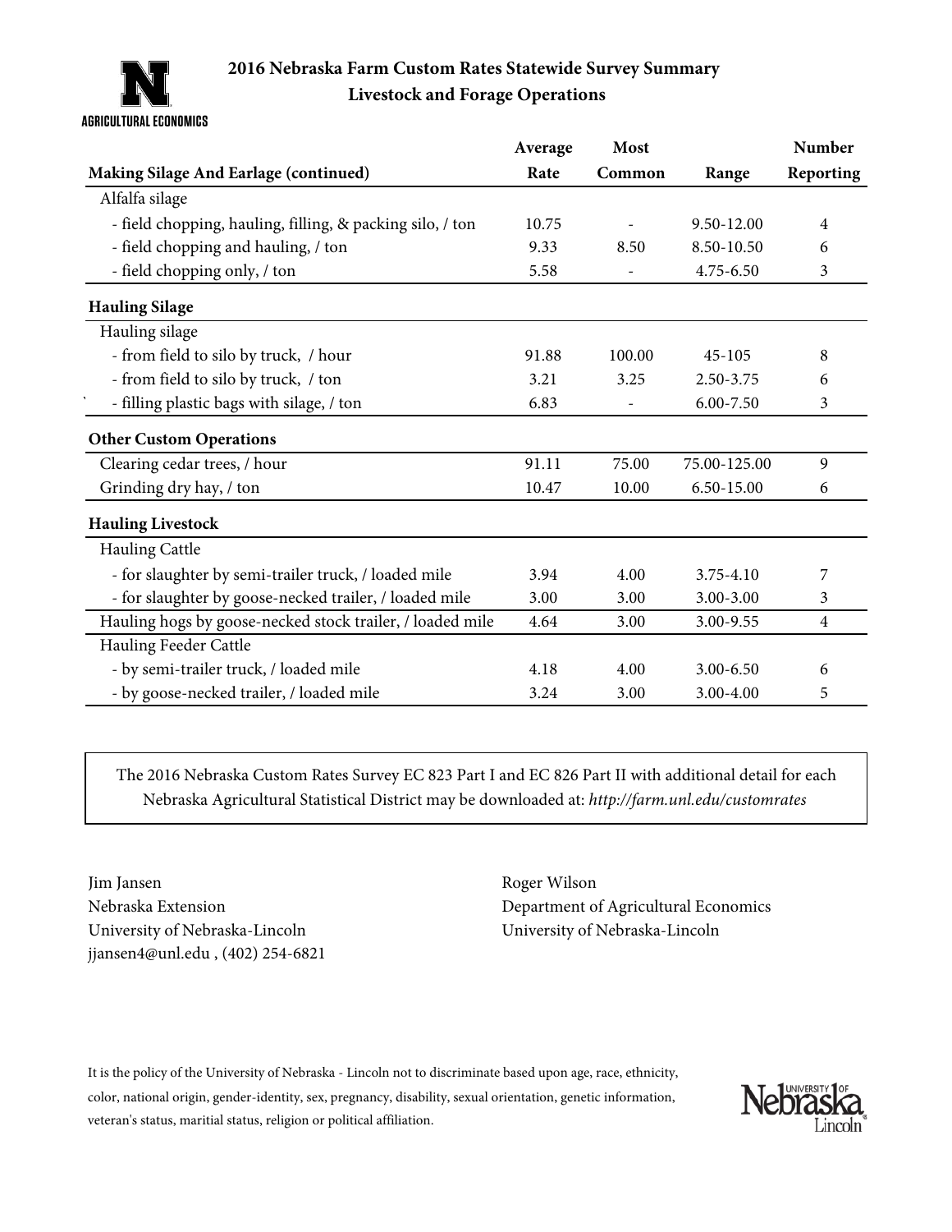# 2016 Nebraska Farm Custom Rates Statewide Survey Summary
## Livestock and Forage Operations

| Making Silage And Earlage (continued) | Average Rate | Most Common | Range | Number Reporting |
|---|---|---|---|---|
| Alfalfa silage | | | | |
| - field chopping, hauling, filling, & packing silo, / ton | 10.75 | - | 9.50-12.00 | 4 |
| - field chopping and hauling, / ton | 9.33 | 8.50 | 8.50-10.50 | 6 |
| - field chopping only, / ton | 5.58 | - | 4.75-6.50 | 3 |
| **Hauling Silage** | | | | |
| Hauling silage | | | | |
| - from field to silo by truck, / hour | 91.88 | 100.00 | 45-105 | 8 |
| - from field to silo by truck, / ton | 3.21 | 3.25 | 2.50-3.75 | 6 |
| - filling plastic bags with silage, / ton | 6.83 | - | 6.00-7.50 | 3 |
| **Other Custom Operations** | | | | |
| Clearing cedar trees, / hour | 91.11 | 75.00 | 75.00-125.00 | 9 |
| Grinding dry hay, / ton | 10.47 | 10.00 | 6.50-15.00 | 6 |
| **Hauling Livestock** | | | | |
| Hauling Cattle | | | | |
| - for slaughter by semi-trailer truck, / loaded mile | 3.94 | 4.00 | 3.75-4.10 | 7 |
| - for slaughter by goose-necked trailer, / loaded mile | 3.00 | 3.00 | 3.00-3.00 | 3 |
| Hauling hogs by goose-necked stock trailer, / loaded mile | 4.64 | 3.00 | 3.00-9.55 | 4 |
| Hauling Feeder Cattle | | | | |
| - by semi-trailer truck, / loaded mile | 4.18 | 4.00 | 3.00-6.50 | 6 |
| - by goose-necked trailer, / loaded mile | 3.24 | 3.00 | 3.00-4.00 | 5 |

The 2016 Nebraska Custom Rates Survey EC 823 Part I and EC 826 Part II with additional detail for each Nebraska Agricultural Statistical District may be downloaded at: *http://farm.unl.edu/customrates*

Jim Jansen
Nebraska Extension
University of Nebraska-Lincoln
jjansen4@unl.edu , (402) 254-6821

Roger Wilson
Department of Agricultural Economics
University of Nebraska-Lincoln

It is the policy of the University of Nebraska - Lincoln not to discriminate based upon age, race, ethnicity, color, national origin, gender-identity, sex, pregnancy, disability, sexual orientation, genetic information, veteran's status, maritial status, religion or political affiliation.